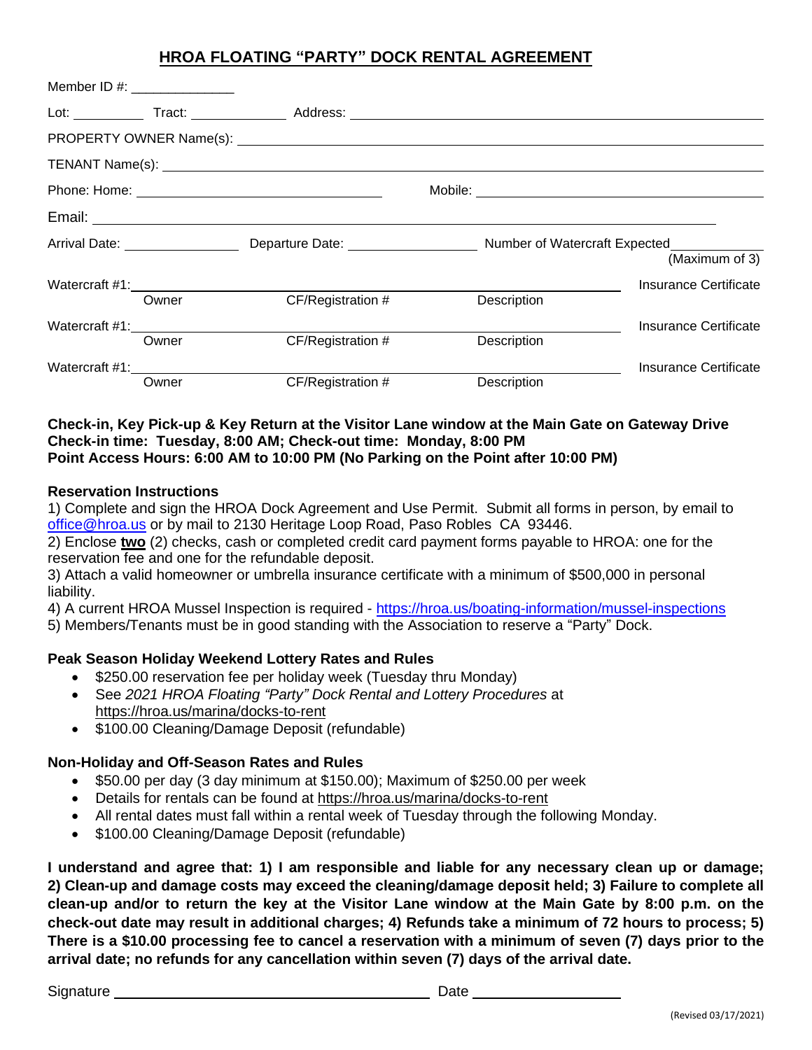# HROA FLOATING "PARTY" DOCK RENTAL AGREEMENT

Member ID #: ______________

Lot: __________ Tract: _____________ Address: ______________________________

PROPERTY OWNER Name(s): ______________________________

TENANT Name(s): ______________________________

Phone: Home: ______________________ Mobile: ______________________

Email: ______________________________

Arrival Date: ______________ Departure Date: ______________ Number of Watercraft Expected __________ (Maximum of 3)

Watercraft #1: ________________________________________ Insurance Certificate
Owner CF/Registration # Description

Watercraft #1: ________________________________________ Insurance Certificate
Owner CF/Registration # Description

Watercraft #1: ________________________________________ Insurance Certificate
Owner CF/Registration # Description

**Check-in, Key Pick-up & Key Return at the Visitor Lane window at the Main Gate on Gateway Drive**
**Check-in time: Tuesday, 8:00 AM; Check-out time: Monday, 8:00 PM**
**Point Access Hours: 6:00 AM to 10:00 PM (No Parking on the Point after 10:00 PM)**

**Reservation Instructions**

1) Complete and sign the HROA Dock Agreement and Use Permit. Submit all forms in person, by email to office@hroa.us or by mail to 2130 Heritage Loop Road, Paso Robles CA 93446.
2) Enclose **two** (2) checks, cash or completed credit card payment forms payable to HROA: one for the reservation fee and one for the refundable deposit.
3) Attach a valid homeowner or umbrella insurance certificate with a minimum of $500,000 in personal liability.
4) A current HROA Mussel Inspection is required - https://hroa.us/boating-information/mussel-inspections
5) Members/Tenants must be in good standing with the Association to reserve a "Party" Dock.

**Peak Season Holiday Weekend Lottery Rates and Rules**

- $250.00 reservation fee per holiday week (Tuesday thru Monday)
- See *2021 HROA Floating "Party" Dock Rental and Lottery Procedures* at https://hroa.us/marina/docks-to-rent
- $100.00 Cleaning/Damage Deposit (refundable)

**Non-Holiday and Off-Season Rates and Rules**

- $50.00 per day (3 day minimum at $150.00); Maximum of $250.00 per week
- Details for rentals can be found at https://hroa.us/marina/docks-to-rent
- All rental dates must fall within a rental week of Tuesday through the following Monday.
- $100.00 Cleaning/Damage Deposit (refundable)

**I understand and agree that: 1) I am responsible and liable for any necessary clean up or damage; 2) Clean-up and damage costs may exceed the cleaning/damage deposit held; 3) Failure to complete all clean-up and/or to return the key at the Visitor Lane window at the Main Gate by 8:00 p.m. on the check-out date may result in additional charges; 4) Refunds take a minimum of 72 hours to process; 5) There is a $10.00 processing fee to cancel a reservation with a minimum of seven (7) days prior to the arrival date; no refunds for any cancellation within seven (7) days of the arrival date.**

Signature ______________________________ Date ________________

(Revised 03/17/2021)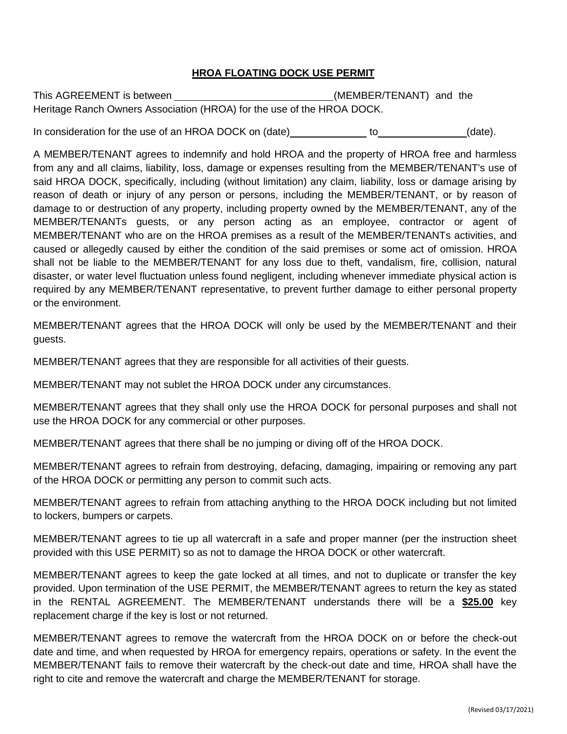## HROA FLOATING DOCK USE PERMIT

This AGREEMENT is between \_\_\_\_\_\_\_\_\_\_\_\_\_\_\_\_\_\_\_\_\_\_\_\_\_\_\_\_(MEMBER/TENANT) and the Heritage Ranch Owners Association (HROA) for the use of the HROA DOCK.

In consideration for the use of an HROA DOCK on (date)\_\_\_\_\_\_\_\_\_\_\_\_\_ to\_\_\_\_\_\_\_\_\_\_\_\_\_\_\_(date).

A MEMBER/TENANT agrees to indemnify and hold HROA and the property of HROA free and harmless from any and all claims, liability, loss, damage or expenses resulting from the MEMBER/TENANT's use of said HROA DOCK, specifically, including (without limitation) any claim, liability, loss or damage arising by reason of death or injury of any person or persons, including the MEMBER/TENANT, or by reason of damage to or destruction of any property, including property owned by the MEMBER/TENANT, any of the MEMBER/TENANTs guests, or any person acting as an employee, contractor or agent of MEMBER/TENANT who are on the HROA premises as a result of the MEMBER/TENANTs activities, and caused or allegedly caused by either the condition of the said premises or some act of omission. HROA shall not be liable to the MEMBER/TENANT for any loss due to theft, vandalism, fire, collision, natural disaster, or water level fluctuation unless found negligent, including whenever immediate physical action is required by any MEMBER/TENANT representative, to prevent further damage to either personal property or the environment.

MEMBER/TENANT agrees that the HROA DOCK will only be used by the MEMBER/TENANT and their guests.

MEMBER/TENANT agrees that they are responsible for all activities of their guests.

MEMBER/TENANT may not sublet the HROA DOCK under any circumstances.

MEMBER/TENANT agrees that they shall only use the HROA DOCK for personal purposes and shall not use the HROA DOCK for any commercial or other purposes.

MEMBER/TENANT agrees that there shall be no jumping or diving off of the HROA DOCK.

MEMBER/TENANT agrees to refrain from destroying, defacing, damaging, impairing or removing any part of the HROA DOCK or permitting any person to commit such acts.

MEMBER/TENANT agrees to refrain from attaching anything to the HROA DOCK including but not limited to lockers, bumpers or carpets.

MEMBER/TENANT agrees to tie up all watercraft in a safe and proper manner (per the instruction sheet provided with this USE PERMIT) so as not to damage the HROA DOCK or other watercraft.

MEMBER/TENANT agrees to keep the gate locked at all times, and not to duplicate or transfer the key provided. Upon termination of the USE PERMIT, the MEMBER/TENANT agrees to return the key as stated in the RENTAL AGREEMENT. The MEMBER/TENANT understands there will be a **$25.00** key replacement charge if the key is lost or not returned.

MEMBER/TENANT agrees to remove the watercraft from the HROA DOCK on or before the check-out date and time, and when requested by HROA for emergency repairs, operations or safety. In the event the MEMBER/TENANT fails to remove their watercraft by the check-out date and time, HROA shall have the right to cite and remove the watercraft and charge the MEMBER/TENANT for storage.

(Revised 03/17/2021)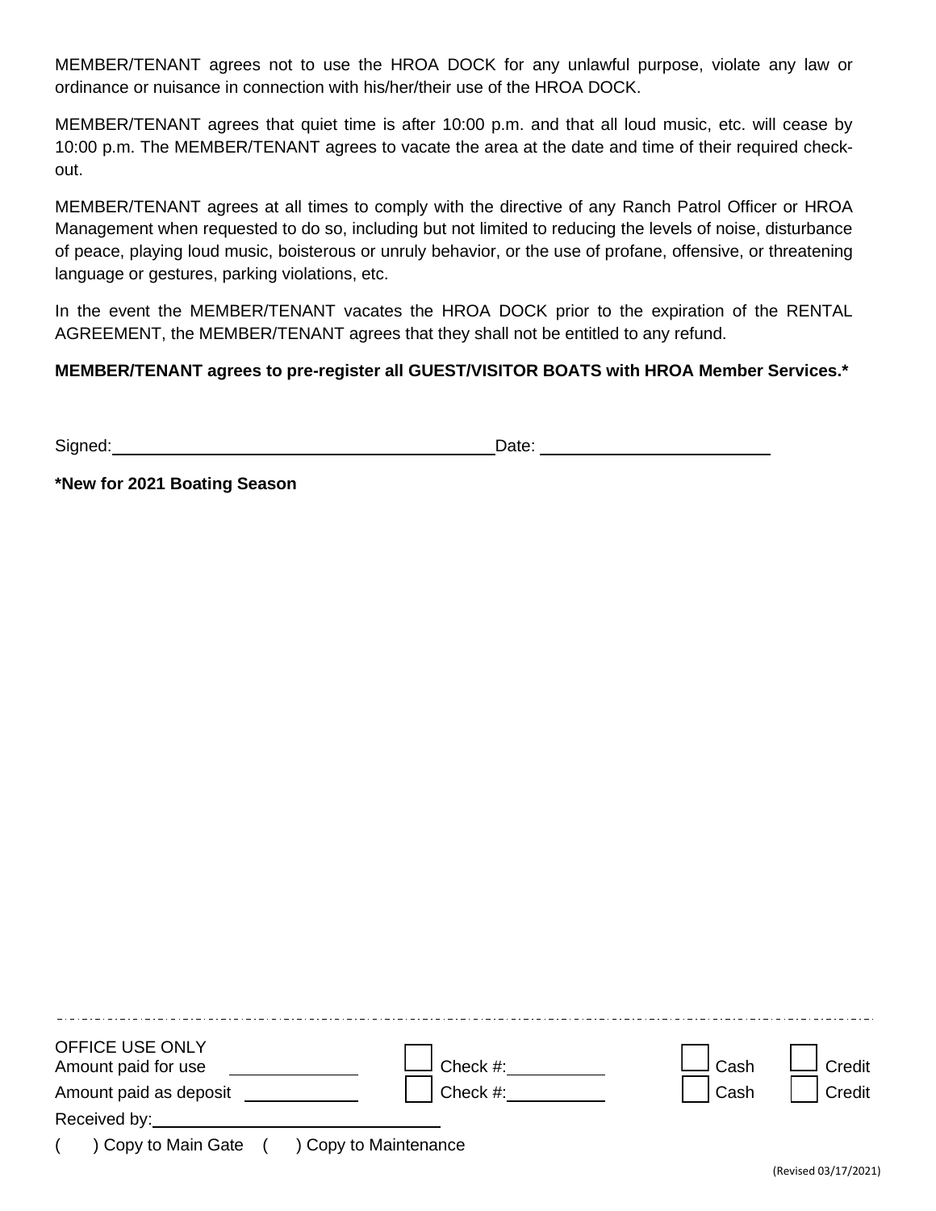MEMBER/TENANT agrees not to use the HROA DOCK for any unlawful purpose, violate any law or ordinance or nuisance in connection with his/her/their use of the HROA DOCK.

MEMBER/TENANT agrees that quiet time is after 10:00 p.m. and that all loud music, etc. will cease by 10:00 p.m. The MEMBER/TENANT agrees to vacate the area at the date and time of their required check-out.

MEMBER/TENANT agrees at all times to comply with the directive of any Ranch Patrol Officer or HROA Management when requested to do so, including but not limited to reducing the levels of noise, disturbance of peace, playing loud music, boisterous or unruly behavior, or the use of profane, offensive, or threatening language or gestures, parking violations, etc.

In the event the MEMBER/TENANT vacates the HROA DOCK prior to the expiration of the RENTAL AGREEMENT, the MEMBER/TENANT agrees that they shall not be entitled to any refund.

**MEMBER/TENANT agrees to pre-register all GUEST/VISITOR BOATS with HROA Member Services.***

Signed:\_\_\_\_\_\_\_\_\_\_\_\_\_\_\_\_\_\_\_\_\_\_\_\_\_\_\_\_\_\_\_\_\_\_\_\_ Date: \_\_\_\_\_\_\_\_\_\_\_\_\_\_\_\_\_\_\_\_\_\_

***New for 2021 Boating Season**

---

OFFICE USE ONLY

Amount paid for use \_\_\_\_\_\_\_\_\_\_\_\_ ☐ Check #:\_\_\_\_\_\_\_\_\_\_ ☐ Cash ☐ Credit

Amount paid as deposit \_\_\_\_\_\_\_\_\_\_\_\_ ☐ Check #:\_\_\_\_\_\_\_\_\_\_ ☐ Cash ☐ Credit

Received by:\_\_\_\_\_\_\_\_\_\_\_\_\_\_\_\_\_\_\_\_\_\_\_\_\_\_

(    ) Copy to Main Gate    (    ) Copy to Maintenance

(Revised 03/17/2021)